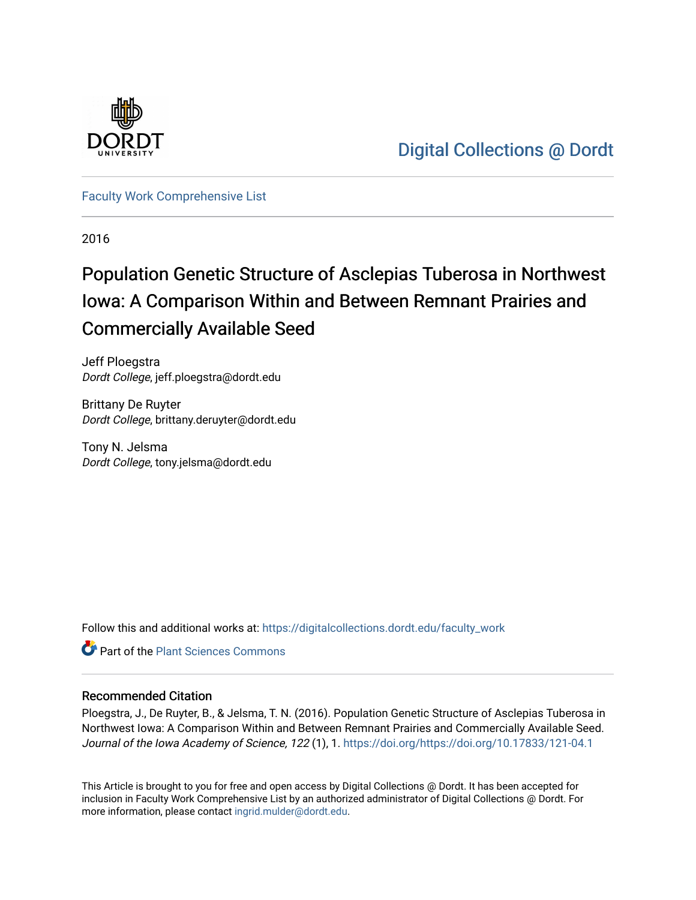Digital Collections @ Dordt

Faculty Work Comprehensive List

2016

# Population Genetic Structure of Asclepias Tuberosa in Northwest Iowa: A Comparison Within and Between Remnant Prairies and Commercially Available Seed

Jeff Ploegstra
*Dordt College*, jeff.ploegstra@dordt.edu

Brittany De Ruyter
*Dordt College*, brittany.deruyter@dordt.edu

Tony N. Jelsma
*Dordt College*, tony.jelsma@dordt.edu

Follow this and additional works at: https://digitalcollections.dordt.edu/faculty_work

Part of the Plant Sciences Commons

## Recommended Citation

Ploegstra, J., De Ruyter, B., & Jelsma, T. N. (2016). Population Genetic Structure of Asclepias Tuberosa in Northwest Iowa: A Comparison Within and Between Remnant Prairies and Commercially Available Seed. *Journal of the Iowa Academy of Science, 122* (1), 1. https://doi.org/https://doi.org/10.17833/121-04.1

This Article is brought to you for free and open access by Digital Collections @ Dordt. It has been accepted for inclusion in Faculty Work Comprehensive List by an authorized administrator of Digital Collections @ Dordt. For more information, please contact ingrid.mulder@dordt.edu.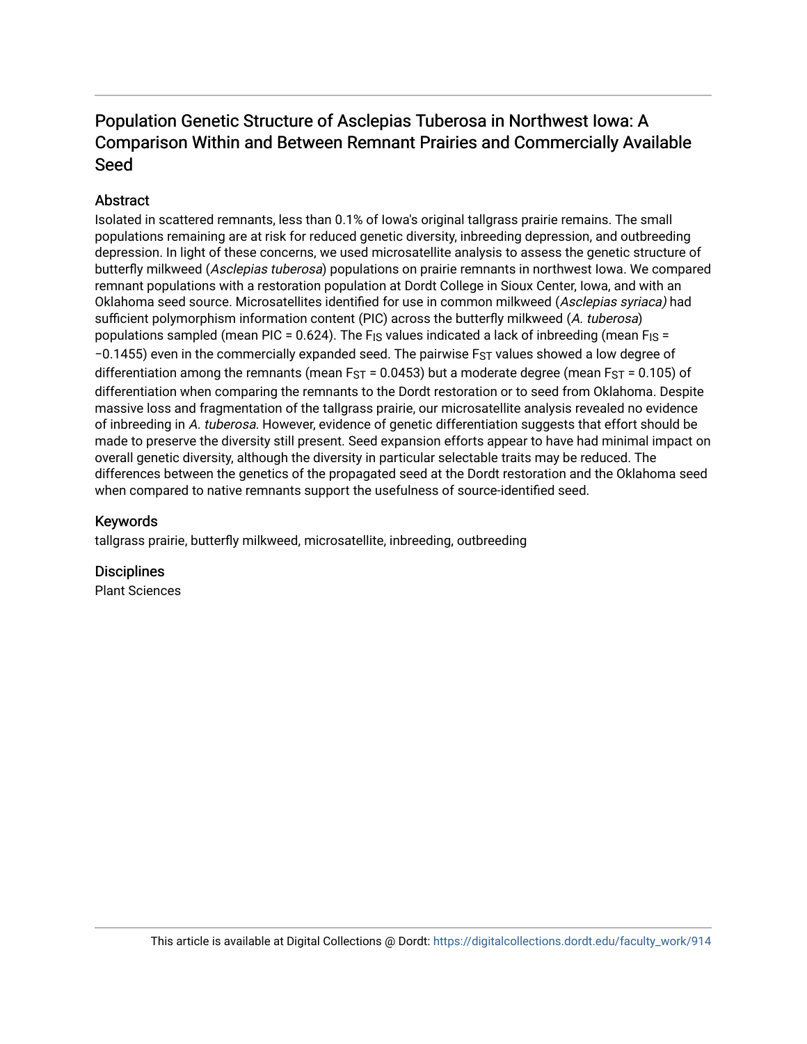## Population Genetic Structure of Asclepias Tuberosa in Northwest Iowa: A Comparison Within and Between Remnant Prairies and Commercially Available Seed

### Abstract

Isolated in scattered remnants, less than 0.1% of Iowa's original tallgrass prairie remains. The small populations remaining are at risk for reduced genetic diversity, inbreeding depression, and outbreeding depression. In light of these concerns, we used microsatellite analysis to assess the genetic structure of butterfly milkweed (*Asclepias tuberosa*) populations on prairie remnants in northwest Iowa. We compared remnant populations with a restoration population at Dordt College in Sioux Center, Iowa, and with an Oklahoma seed source. Microsatellites identified for use in common milkweed (*Asclepias syriaca)* had sufficient polymorphism information content (PIC) across the butterfly milkweed (*A. tuberosa*) populations sampled (mean PIC = 0.624). The $F_{IS}$ values indicated a lack of inbreeding (mean $F_{IS}$ = −0.1455) even in the commercially expanded seed. The pairwise $F_{ST}$ values showed a low degree of differentiation among the remnants (mean $F_{ST}$ = 0.0453) but a moderate degree (mean $F_{ST}$ = 0.105) of differentiation when comparing the remnants to the Dordt restoration or to seed from Oklahoma. Despite massive loss and fragmentation of the tallgrass prairie, our microsatellite analysis revealed no evidence of inbreeding in *A. tuberosa.* However, evidence of genetic differentiation suggests that effort should be made to preserve the diversity still present. Seed expansion efforts appear to have had minimal impact on overall genetic diversity, although the diversity in particular selectable traits may be reduced. The differences between the genetics of the propagated seed at the Dordt restoration and the Oklahoma seed when compared to native remnants support the usefulness of source-identified seed.

### Keywords

tallgrass prairie, butterfly milkweed, microsatellite, inbreeding, outbreeding

### Disciplines

Plant Sciences

This article is available at Digital Collections @ Dordt: https://digitalcollections.dordt.edu/faculty_work/914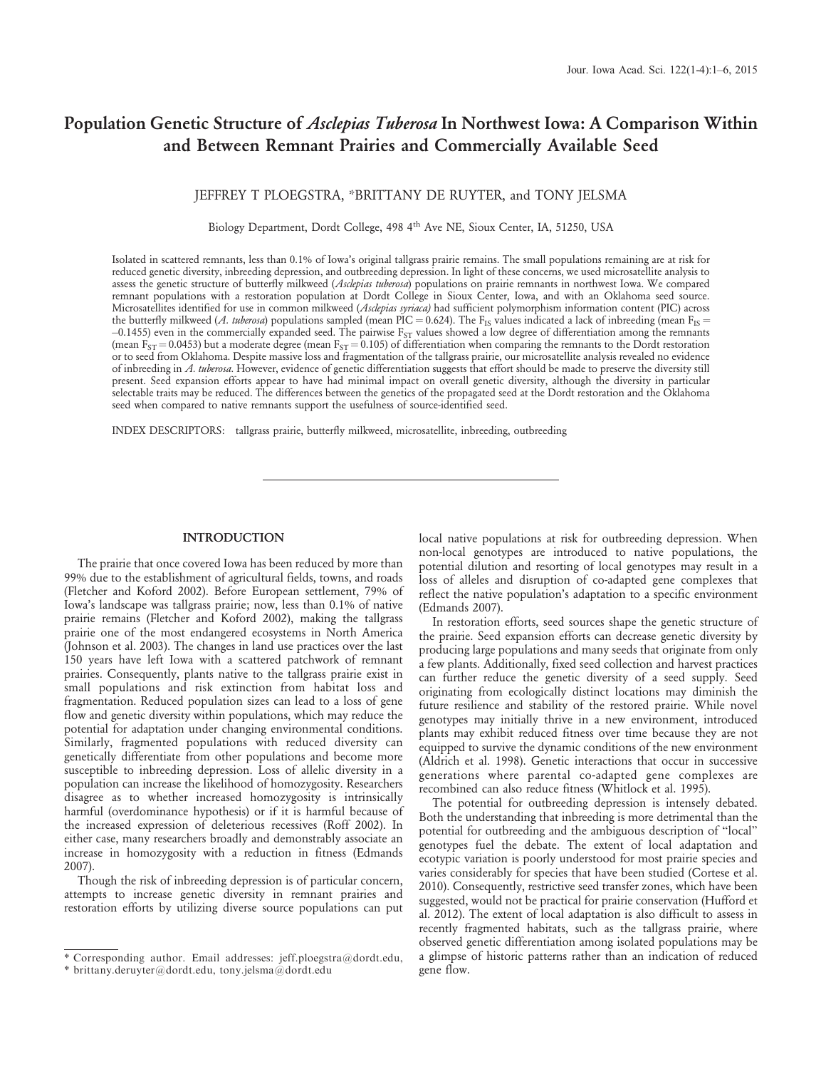# Population Genetic Structure of *Asclepias Tuberosa* In Northwest Iowa: A Comparison Within and Between Remnant Prairies and Commercially Available Seed

JEFFREY T PLOEGSTRA, *BRITTANY DE RUYTER, and TONY JELSMA

Biology Department, Dordt College, 498 4[th] Ave NE, Sioux Center, IA, 51250, USA

Isolated in scattered remnants, less than 0.1% of Iowa's original tallgrass prairie remains. The small populations remaining are at risk for reduced genetic diversity, inbreeding depression, and outbreeding depression. In light of these concerns, we used microsatellite analysis to assess the genetic structure of butterfly milkweed (*Asclepias tuberosa*) populations on prairie remnants in northwest Iowa. We compared remnant populations with a restoration population at Dordt College in Sioux Center, Iowa, and with an Oklahoma seed source. Microsatellites identified for use in common milkweed (*Asclepias syriaca)* had sufficient polymorphism information content (PIC) across the butterfly milkweed (*A. tuberosa*) populations sampled (mean PIC = 0.624). The $F_{IS}$ values indicated a lack of inbreeding (mean $F_{IS}$ = –0.1455) even in the commercially expanded seed. The pairwise $F_{ST}$ values showed a low degree of differentiation among the remnants (mean $F_{ST}$ = 0.0453) but a moderate degree (mean $F_{ST}$ = 0.105) of differentiation when comparing the remnants to the Dordt restoration or to seed from Oklahoma. Despite massive loss and fragmentation of the tallgrass prairie, our microsatellite analysis revealed no evidence of inbreeding in *A. tuberosa*. However, evidence of genetic differentiation suggests that effort should be made to preserve the diversity still present. Seed expansion efforts appear to have had minimal impact on overall genetic diversity, although the diversity in particular selectable traits may be reduced. The differences between the genetics of the propagated seed at the Dordt restoration and the Oklahoma seed when compared to native remnants support the usefulness of source-identified seed.

INDEX DESCRIPTORS: tallgrass prairie, butterfly milkweed, microsatellite, inbreeding, outbreeding

## INTRODUCTION

The prairie that once covered Iowa has been reduced by more than 99% due to the establishment of agricultural fields, towns, and roads (Fletcher and Koford 2002). Before European settlement, 79% of Iowa's landscape was tallgrass prairie; now, less than 0.1% of native prairie remains (Fletcher and Koford 2002), making the tallgrass prairie one of the most endangered ecosystems in North America (Johnson et al. 2003). The changes in land use practices over the last 150 years have left Iowa with a scattered patchwork of remnant prairies. Consequently, plants native to the tallgrass prairie exist in small populations and risk extinction from habitat loss and fragmentation. Reduced population sizes can lead to a loss of gene flow and genetic diversity within populations, which may reduce the potential for adaptation under changing environmental conditions. Similarly, fragmented populations with reduced diversity can genetically differentiate from other populations and become more susceptible to inbreeding depression. Loss of allelic diversity in a population can increase the likelihood of homozygosity. Researchers disagree as to whether increased homozygosity is intrinsically harmful (overdominance hypothesis) or if it is harmful because of the increased expression of deleterious recessives (Roff 2002). In either case, many researchers broadly and demonstrably associate an increase in homozygosity with a reduction in fitness (Edmands 2007).

Though the risk of inbreeding depression is of particular concern, attempts to increase genetic diversity in remnant prairies and restoration efforts by utilizing diverse source populations can put local native populations at risk for outbreeding depression. When non-local genotypes are introduced to native populations, the potential dilution and resorting of local genotypes may result in a loss of alleles and disruption of co-adapted gene complexes that reflect the native population's adaptation to a specific environment (Edmands 2007).

In restoration efforts, seed sources shape the genetic structure of the prairie. Seed expansion efforts can decrease genetic diversity by producing large populations and many seeds that originate from only a few plants. Additionally, fixed seed collection and harvest practices can further reduce the genetic diversity of a seed supply. Seed originating from ecologically distinct locations may diminish the future resilience and stability of the restored prairie. While novel genotypes may initially thrive in a new environment, introduced plants may exhibit reduced fitness over time because they are not equipped to survive the dynamic conditions of the new environment (Aldrich et al. 1998). Genetic interactions that occur in successive generations where parental co-adapted gene complexes are recombined can also reduce fitness (Whitlock et al. 1995).

The potential for outbreeding depression is intensely debated. Both the understanding that inbreeding is more detrimental than the potential for outbreeding and the ambiguous description of "local" genotypes fuel the debate. The extent of local adaptation and ecotypic variation is poorly understood for most prairie species and varies considerably for species that have been studied (Cortese et al. 2010). Consequently, restrictive seed transfer zones, which have been suggested, would not be practical for prairie conservation (Hufford et al. 2012). The extent of local adaptation is also difficult to assess in recently fragmented habitats, such as the tallgrass prairie, where observed genetic differentiation among isolated populations may be a glimpse of historic patterns rather than an indication of reduced gene flow.

* Corresponding author. Email addresses: jeff.ploegstra@dordt.edu,
* brittany.deruyter@dordt.edu, tony.jelsma@dordt.edu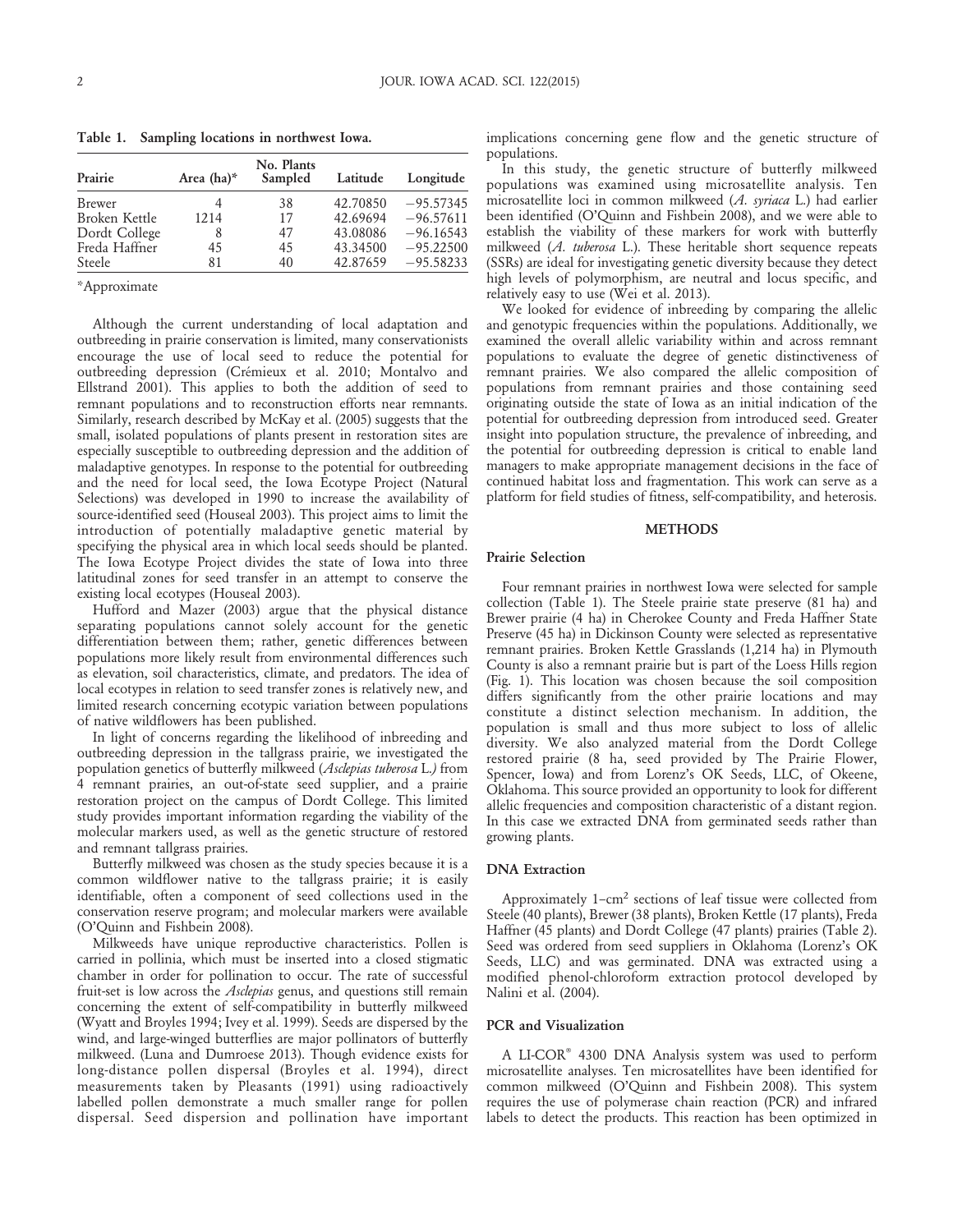**Table 1. Sampling locations in northwest Iowa.**

| Prairie | Area (ha)* | No. Plants Sampled | Latitude | Longitude |
|---|---|---|---|---|
| Brewer | 4 | 38 | 42.70850 | −95.57345 |
| Broken Kettle | 1214 | 17 | 42.69694 | −96.57611 |
| Dordt College | 8 | 47 | 43.08086 | −96.16543 |
| Freda Haffner | 45 | 45 | 43.34500 | −95.22500 |
| Steele | 81 | 40 | 42.87659 | −95.58233 |

*Approximate

Although the current understanding of local adaptation and outbreeding in prairie conservation is limited, many conservationists encourage the use of local seed to reduce the potential for outbreeding depression (Crémieux et al. 2010; Montalvo and Ellstrand 2001). This applies to both the addition of seed to remnant populations and to reconstruction efforts near remnants. Similarly, research described by McKay et al. (2005) suggests that the small, isolated populations of plants present in restoration sites are especially susceptible to outbreeding depression and the addition of maladaptive genotypes. In response to the potential for outbreeding and the need for local seed, the Iowa Ecotype Project (Natural Selections) was developed in 1990 to increase the availability of source-identified seed (Houseal 2003). This project aims to limit the introduction of potentially maladaptive genetic material by specifying the physical area in which local seeds should be planted. The Iowa Ecotype Project divides the state of Iowa into three latitudinal zones for seed transfer in an attempt to conserve the existing local ecotypes (Houseal 2003).

Hufford and Mazer (2003) argue that the physical distance separating populations cannot solely account for the genetic differentiation between them; rather, genetic differences between populations more likely result from environmental differences such as elevation, soil characteristics, climate, and predators. The idea of local ecotypes in relation to seed transfer zones is relatively new, and limited research concerning ecotypic variation between populations of native wildflowers has been published.

In light of concerns regarding the likelihood of inbreeding and outbreeding depression in the tallgrass prairie, we investigated the population genetics of butterfly milkweed (*Asclepias tuberosa* L.) from 4 remnant prairies, an out-of-state seed supplier, and a prairie restoration project on the campus of Dordt College. This limited study provides important information regarding the viability of the molecular markers used, as well as the genetic structure of restored and remnant tallgrass prairies.

Butterfly milkweed was chosen as the study species because it is a common wildflower native to the tallgrass prairie; it is easily identifiable, often a component of seed collections used in the conservation reserve program; and molecular markers were available (O'Quinn and Fishbein 2008).

Milkweeds have unique reproductive characteristics. Pollen is carried in pollinia, which must be inserted into a closed stigmatic chamber in order for pollination to occur. The rate of successful fruit-set is low across the *Asclepias* genus, and questions still remain concerning the extent of self-compatibility in butterfly milkweed (Wyatt and Broyles 1994; Ivey et al. 1999). Seeds are dispersed by the wind, and large-winged butterflies are major pollinators of butterfly milkweed. (Luna and Dumroese 2013). Though evidence exists for long-distance pollen dispersal (Broyles et al. 1994), direct measurements taken by Pleasants (1991) using radioactively labelled pollen demonstrate a much smaller range for pollen dispersal. Seed dispersion and pollination have important implications concerning gene flow and the genetic structure of populations.

In this study, the genetic structure of butterfly milkweed populations was examined using microsatellite analysis. Ten microsatellite loci in common milkweed (*A. syriaca* L.) had earlier been identified (O'Quinn and Fishbein 2008), and we were able to establish the viability of these markers for work with butterfly milkweed (*A. tuberosa* L.). These heritable short sequence repeats (SSRs) are ideal for investigating genetic diversity because they detect high levels of polymorphism, are neutral and locus specific, and relatively easy to use (Wei et al. 2013).

We looked for evidence of inbreeding by comparing the allelic and genotypic frequencies within the populations. Additionally, we examined the overall allelic variability within and across remnant populations to evaluate the degree of genetic distinctiveness of remnant prairies. We also compared the allelic composition of populations from remnant prairies and those containing seed originating outside the state of Iowa as an initial indication of the potential for outbreeding depression from introduced seed. Greater insight into population structure, the prevalence of inbreeding, and the potential for outbreeding depression is critical to enable land managers to make appropriate management decisions in the face of continued habitat loss and fragmentation. This work can serve as a platform for field studies of fitness, self-compatibility, and heterosis.

## METHODS

### Prairie Selection

Four remnant prairies in northwest Iowa were selected for sample collection (Table 1). The Steele prairie state preserve (81 ha) and Brewer prairie (4 ha) in Cherokee County and Freda Haffner State Preserve (45 ha) in Dickinson County were selected as representative remnant prairies. Broken Kettle Grasslands (1,214 ha) in Plymouth County is also a remnant prairie but is part of the Loess Hills region (Fig. 1). This location was chosen because the soil composition differs significantly from the other prairie locations and may constitute a distinct selection mechanism. In addition, the population is small and thus more subject to loss of allelic diversity. We also analyzed material from the Dordt College restored prairie (8 ha, seed provided by The Prairie Flower, Spencer, Iowa) and from Lorenz's OK Seeds, LLC, of Okeene, Oklahoma. This source provided an opportunity to look for different allelic frequencies and composition characteristic of a distant region. In this case we extracted DNA from germinated seeds rather than growing plants.

### DNA Extraction

Approximately 1–$cm^2$ sections of leaf tissue were collected from Steele (40 plants), Brewer (38 plants), Broken Kettle (17 plants), Freda Haffner (45 plants) and Dordt College (47 plants) prairies (Table 2). Seed was ordered from seed suppliers in Oklahoma (Lorenz's OK Seeds, LLC) and was germinated. DNA was extracted using a modified phenol-chloroform extraction protocol developed by Nalini et al. (2004).

### PCR and Visualization

A LI-COR® 4300 DNA Analysis system was used to perform microsatellite analyses. Ten microsatellites have been identified for common milkweed (O'Quinn and Fishbein 2008). This system requires the use of polymerase chain reaction (PCR) and infrared labels to detect the products. This reaction has been optimized in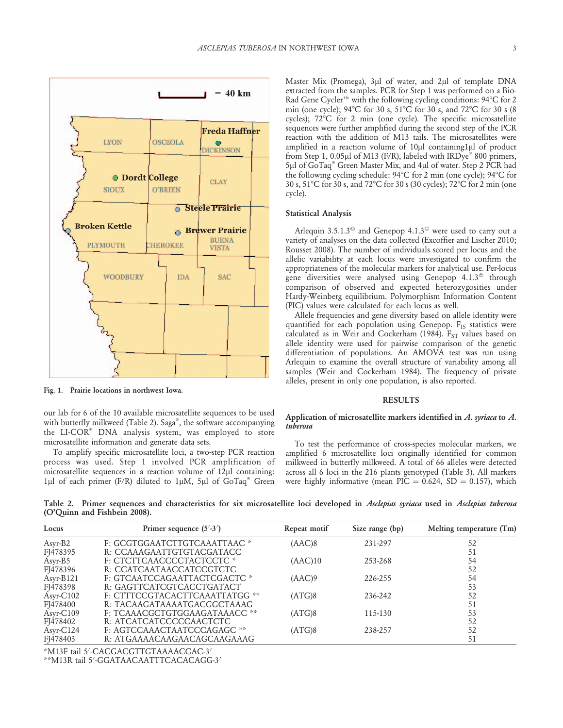LYON

OSCEOLA

DICKINSON

Freda Haffner

= 40 km

Dordt College

SIOUX

O'BRIEN

CLAY

Steele Prairie

Broken Kettle

Brewer Prairie

PLYMOUTH

CHEROKEE

BUENA VISTA

WOODBURY

IDA

SAC

**Fig. 1. Prairie locations in northwest Iowa.**

our lab for 6 of the 10 available microsatellite sequences to be used with butterfly milkweed (Table 2). Saga®, the software accompanying the LI-COR® DNA analysis system, was employed to store microsatellite information and generate data sets.

To amplify specific microsatellite loci, a two-step PCR reaction process was used. Step 1 involved PCR amplification of microsatellite sequences in a reaction volume of 12μl containing: 1μl of each primer (F/R) diluted to 1μM, 5μl of GoTaq® Green Master Mix (Promega), 3μl of water, and 2μl of template DNA extracted from the samples. PCR for Step 1 was performed on a Bio-Rad Gene Cycler™ with the following cycling conditions: 94°C for 2 min (one cycle); 94°C for 30 s, 51°C for 30 s, and 72°C for 30 s (8 cycles); 72°C for 2 min (one cycle). The specific microsatellite sequences were further amplified during the second step of the PCR reaction with the addition of M13 tails. The microsatellites were amplified in a reaction volume of 10μl containing1μl of product from Step 1, 0.05μl of M13 (F/R), labeled with IRDye® 800 primers, 5μl of GoTaq® Green Master Mix, and 4μl of water. Step 2 PCR had the following cycling schedule: 94°C for 2 min (one cycle); 94°C for 30 s, 51°C for 30 s, and 72°C for 30 s (30 cycles); 72°C for 2 min (one cycle).

### Statistical Analysis

Arlequin 3.5.1.3© and Genepop 4.1.3© were used to carry out a variety of analyses on the data collected (Excoffier and Lischer 2010; Rousset 2008). The number of individuals scored per locus and the allelic variability at each locus were investigated to confirm the appropriateness of the molecular markers for analytical use. Per-locus gene diversities were analysed using Genepop 4.1.3© through comparison of observed and expected heterozygosities under Hardy-Weinberg equilibrium. Polymorphism Information Content (PIC) values were calculated for each locus as well.

Allele frequencies and gene diversity based on allele identity were quantified for each population using Genepop. $F_{IS}$ statistics were calculated as in Weir and Cockerham (1984). $F_{ST}$ values based on allele identity were used for pairwise comparison of the genetic differentiation of populations. An AMOVA test was run using Arlequin to examine the overall structure of variability among all samples (Weir and Cockerham 1984). The frequency of private alleles, present in only one population, is also reported.

## RESULTS

### Application of microsatellite markers identified in *A. syriaca* to *A. tuberosa*

To test the performance of cross-species molecular markers, we amplified 6 microsatellite loci originally identified for common milkweed in butterfly milkweed. A total of 66 alleles were detected across all 6 loci in the 216 plants genotyped (Table 3). All markers were highly informative (mean PIC = 0.624, SD = 0.157), which

**Table 2. Primer sequences and characteristics for six microsatellite loci developed in *Asclepias syriaca* used in *Asclepias tuberosa* (O'Quinn and Fishbein 2008).**

| Locus | Primer sequence (5′-3′) | Repeat motif | Size range (bp) | Melting temperature (Tm) |
|---|---|---|---|---|
| Asyr-B2 | F: GCGTGGAATCTTGTCAAATTAAC * | (AAC)8 | 231-297 | 52 |
| FJ478395 | R: CCAAAGAATTGTGTACGATACC | | | 51 |
| Asyr-B5 | F: CTCTTCAACCCCTACTCCTC * | (AAC)10 | 253-268 | 54 |
| FJ478396 | R: CCATCAATAACCATCCGTCTC | | | 52 |
| Asyr-B121 | F: GTCAATCCAGAATTACTCGACTC * | (AAC)9 | 226-255 | 54 |
| FJ478398 | R: GAGTTCATCGTCACCTGATACT | | | 53 |
| Asyr-C102 | F: CTTTCCGTACACTTCAAATTATGG ** | (ATG)8 | 236-242 | 52 |
| FJ478400 | R: TACAAGATAAAATGACGGCTAAAG | | | 51 |
| Asyr-C109 | F: TCAAACGCTGTGGAAGATAAACC ** | (ATG)8 | 115-130 | 53 |
| FJ478402 | R: ATCATCATCCCCCAACTCTC | | | 52 |
| Asyr-C124 | F: AGTCCAAACTAATCCCAGAGC ** | (ATG)8 | 238-257 | 52 |
| FJ478403 | R: ATGAAAACAAGAACAGCAAGAAAG | | | 51 |

*M13F tail 5′-CACGACGTTGTAAAACGAC-3′

**M13R tail 5′-GGATAACAATTTCACACAGG-3′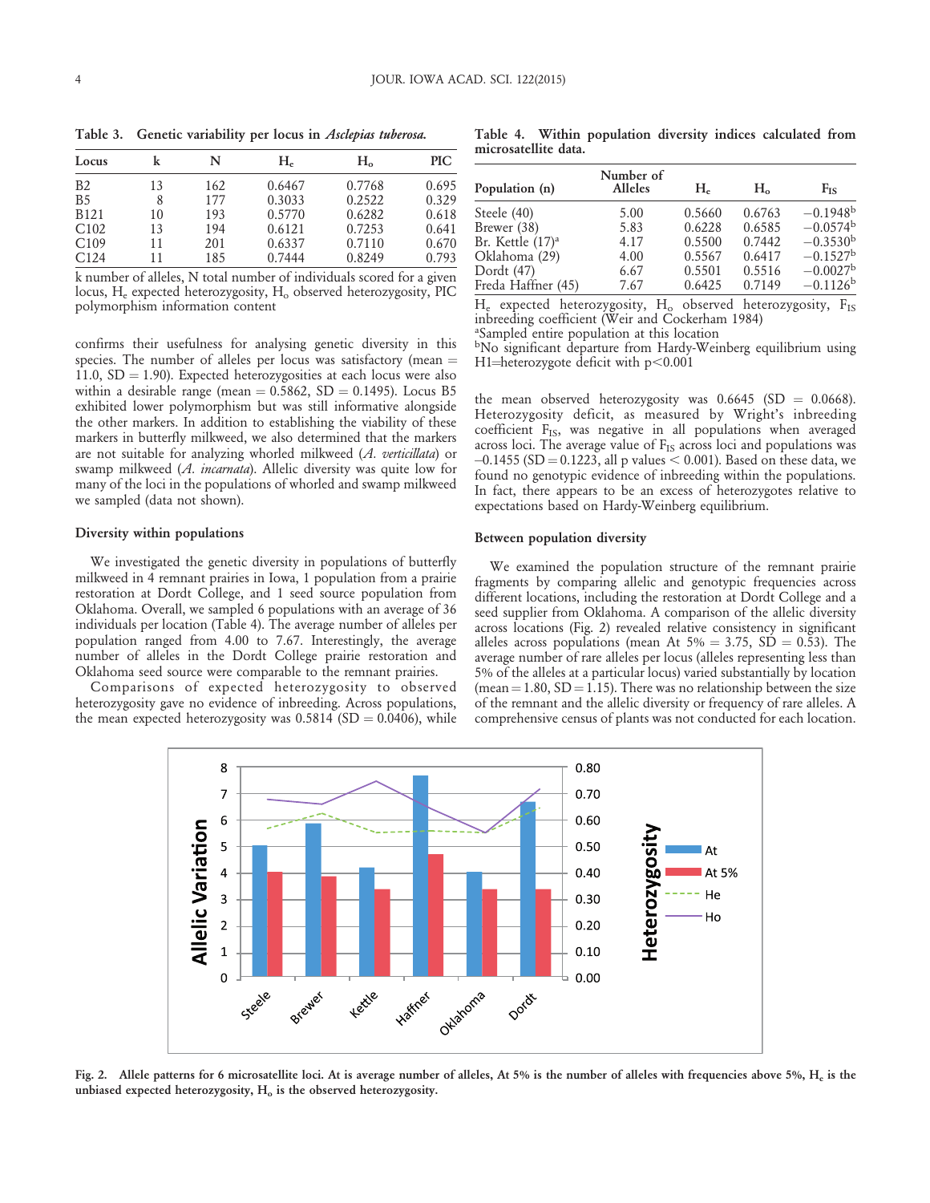Table 3. Genetic variability per locus in *Asclepias tuberosa*.

| Locus | k | N | $H_e$ | $H_o$ | PIC |
|---|---|---|---|---|---|
| B2 | 13 | 162 | 0.6467 | 0.7768 | 0.695 |
| B5 | 8 | 177 | 0.3033 | 0.2522 | 0.329 |
| B121 | 10 | 193 | 0.5770 | 0.6282 | 0.618 |
| C102 | 13 | 194 | 0.6121 | 0.7253 | 0.641 |
| C109 | 11 | 201 | 0.6337 | 0.7110 | 0.670 |
| C124 | 11 | 185 | 0.7444 | 0.8249 | 0.793 |

k number of alleles, N total number of individuals scored for a given locus, $H_e$ expected heterozygosity, $H_o$ observed heterozygosity, PIC polymorphism information content

confirms their usefulness for analysing genetic diversity in this species. The number of alleles per locus was satisfactory (mean = 11.0, SD = 1.90). Expected heterozygosities at each locus were also within a desirable range (mean = 0.5862, SD = 0.1495). Locus B5 exhibited lower polymorphism but was still informative alongside the other markers. In addition to establishing the viability of these markers in butterfly milkweed, we also determined that the markers are not suitable for analyzing whorled milkweed (*A. verticillata*) or swamp milkweed (*A. incarnata*). Allelic diversity was quite low for many of the loci in the populations of whorled and swamp milkweed we sampled (data not shown).

### Diversity within populations

We investigated the genetic diversity in populations of butterfly milkweed in 4 remnant prairies in Iowa, 1 population from a prairie restoration at Dordt College, and 1 seed source population from Oklahoma. Overall, we sampled 6 populations with an average of 36 individuals per location (Table 4). The average number of alleles per population ranged from 4.00 to 7.67. Interestingly, the average number of alleles in the Dordt College prairie restoration and Oklahoma seed source were comparable to the remnant prairies.

Comparisons of expected heterozygosity to observed heterozygosity gave no evidence of inbreeding. Across populations, the mean expected heterozygosity was 0.5814 (SD = 0.0406), while the mean observed heterozygosity was 0.6645 (SD = 0.0668). Heterozygosity deficit, as measured by Wright's inbreeding coefficient $F_{IS}$, was negative in all populations when averaged across loci. The average value of $F_{IS}$ across loci and populations was −0.1455 (SD = 0.1223, all p values < 0.001). Based on these data, we found no genotypic evidence of inbreeding within the populations. In fact, there appears to be an excess of heterozygotes relative to expectations based on Hardy-Weinberg equilibrium.

Table 4. Within population diversity indices calculated from microsatellite data.

| Population (n) | Number of Alleles | $H_e$ | $H_o$ | $F_{IS}$ |
|---|---|---|---|---|
| Steele (40) | 5.00 | 0.5660 | 0.6763 | −0.1948[b] |
| Brewer (38) | 5.83 | 0.6228 | 0.6585 | −0.0574[b] |
| Br. Kettle (17)[a] | 4.17 | 0.5500 | 0.7442 | −0.3530[b] |
| Oklahoma (29) | 4.00 | 0.5567 | 0.6417 | −0.1527[b] |
| Dordt (47) | 6.67 | 0.5501 | 0.5516 | −0.0027[b] |
| Freda Haffner (45) | 7.67 | 0.6425 | 0.7149 | −0.1126[b] |

$H_e$ expected heterozygosity, $H_o$ observed heterozygosity, $F_{IS}$ inbreeding coefficient (Weir and Cockerham 1984)

[a]Sampled entire population at this location

[b]No significant departure from Hardy-Weinberg equilibrium using H1=heterozygote deficit with p<0.001

### Between population diversity

We examined the population structure of the remnant prairie fragments by comparing allelic and genotypic frequencies across different locations, including the restoration at Dordt College and a seed supplier from Oklahoma. A comparison of the allelic diversity across locations (Fig. 2) revealed relative consistency in significant alleles across populations (mean At 5% = 3.75, SD = 0.53). The average number of rare alleles per locus (alleles representing less than 5% of the alleles at a particular locus) varied substantially by location (mean = 1.80, SD = 1.15). There was no relationship between the size of the remnant and the allelic diversity or frequency of rare alleles. A comprehensive census of plants was not conducted for each location.

Allelic Variation
8
7
6
5
4
3
2
1
0

Heterozygosity
0.80
0.70
0.60
0.50
0.40
0.30
0.20
0.10
0.00

Steele
Brewer
Kettle
Haffner
Oklahoma
Dordt

At
At 5%
He
Ho

Fig. 2. Allele patterns for 6 microsatellite loci. At is average number of alleles, At 5% is the number of alleles with frequencies above 5%, $H_e$ is the unbiased expected heterozygosity, $H_o$ is the observed heterozygosity.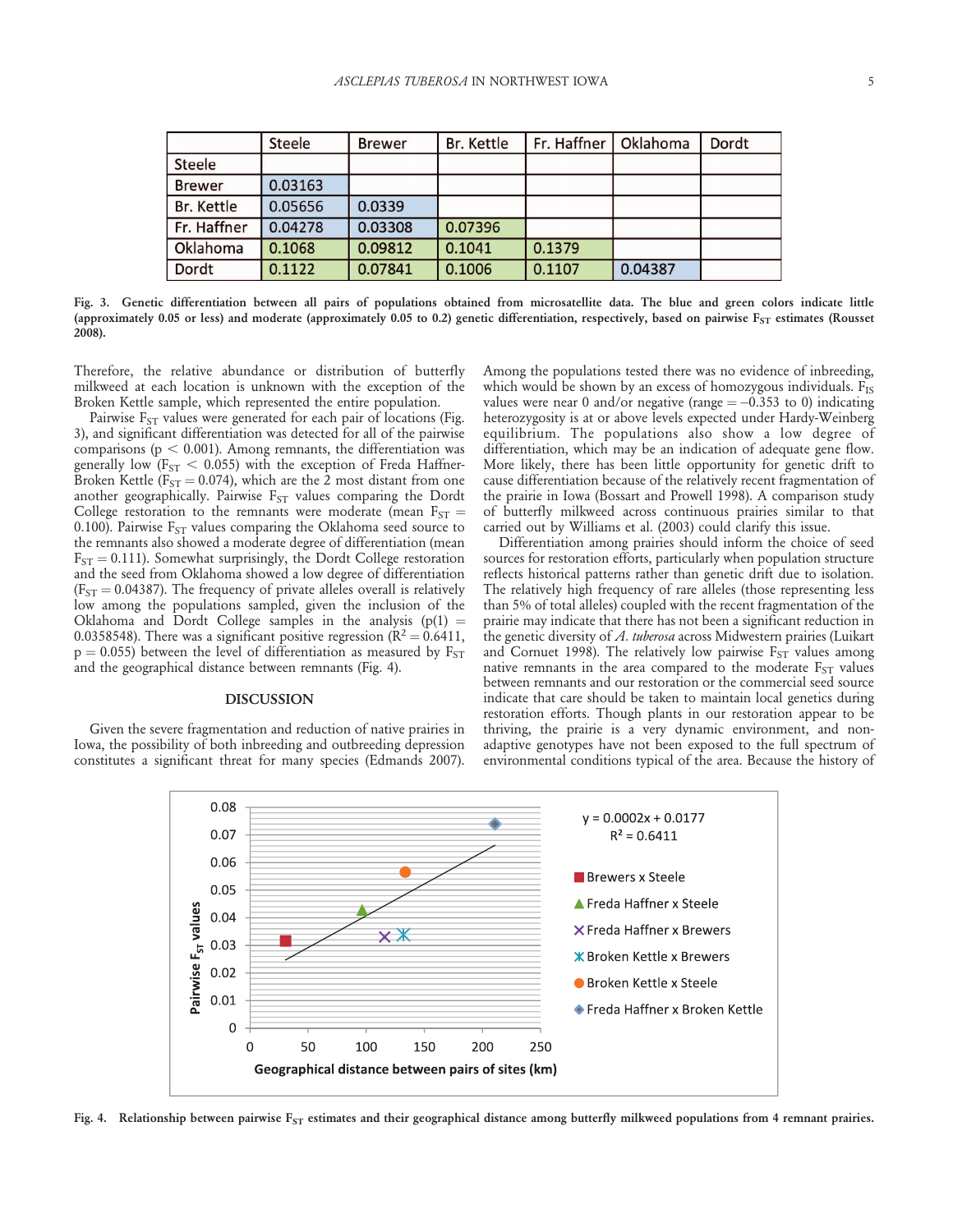| | Steele | Brewer | Br. Kettle | Fr. Haffner | Oklahoma | Dordt |
|---|---|---|---|---|---|---|
| Steele | | | | | | |
| Brewer | 0.03163 | | | | | |
| Br. Kettle | 0.05656 | 0.0339 | | | | |
| Fr. Haffner | 0.04278 | 0.03308 | 0.07396 | | | |
| Oklahoma | 0.1068 | 0.09812 | 0.1041 | 0.1379 | | |
| Dordt | 0.1122 | 0.07841 | 0.1006 | 0.1107 | 0.04387 | |

**Fig. 3. Genetic differentiation between all pairs of populations obtained from microsatellite data. The blue and green colors indicate little (approximately 0.05 or less) and moderate (approximately 0.05 to 0.2) genetic differentiation, respectively, based on pairwise $F_{ST}$ estimates (Rousset 2008).**

Therefore, the relative abundance or distribution of butterfly milkweed at each location is unknown with the exception of the Broken Kettle sample, which represented the entire population.

Pairwise $F_{ST}$ values were generated for each pair of locations (Fig. 3), and significant differentiation was detected for all of the pairwise comparisons ($p < 0.001$). Among remnants, the differentiation was generally low ($F_{ST} < 0.055$) with the exception of Freda Haffner-Broken Kettle ($F_{ST} = 0.074$), which are the 2 most distant from one another geographically. Pairwise $F_{ST}$ values comparing the Dordt College restoration to the remnants were moderate (mean $F_{ST} = 0.100$). Pairwise $F_{ST}$ values comparing the Oklahoma seed source to the remnants also showed a moderate degree of differentiation (mean $F_{ST} = 0.111$). Somewhat surprisingly, the Dordt College restoration and the seed from Oklahoma showed a low degree of differentiation ($F_{ST} = 0.04387$). The frequency of private alleles overall is relatively low among the populations sampled, given the inclusion of the Oklahoma and Dordt College samples in the analysis ($p(1) = 0.0358548$). There was a significant positive regression ($R^2 = 0.6411$, $p = 0.055$) between the level of differentiation as measured by $F_{ST}$ and the geographical distance between remnants (Fig. 4).

## DISCUSSION

Given the severe fragmentation and reduction of native prairies in Iowa, the possibility of both inbreeding and outbreeding depression constitutes a significant threat for many species (Edmands 2007). Among the populations tested there was no evidence of inbreeding, which would be shown by an excess of homozygous individuals. $F_{IS}$ values were near 0 and/or negative (range $= -0.353$ to 0) indicating heterozygosity is at or above levels expected under Hardy-Weinberg equilibrium. The populations also show a low degree of differentiation, which may be an indication of adequate gene flow. More likely, there has been little opportunity for genetic drift to cause differentiation because of the relatively recent fragmentation of the prairie in Iowa (Bossart and Prowell 1998). A comparison study of butterfly milkweed across continuous prairies similar to that carried out by Williams et al. (2003) could clarify this issue.

Differentiation among prairies should inform the choice of seed sources for restoration efforts, particularly when population structure reflects historical patterns rather than genetic drift due to isolation. The relatively high frequency of rare alleles (those representing less than 5% of total alleles) coupled with the recent fragmentation of the prairie may indicate that there has not been a significant reduction in the genetic diversity of *A. tuberosa* across Midwestern prairies (Luikart and Cornuet 1998). The relatively low pairwise $F_{ST}$ values among native remnants in the area compared to the moderate $F_{ST}$ values between remnants and our restoration or the commercial seed source indicate that care should be taken to maintain local genetics during restoration efforts. Though plants in our restoration appear to be thriving, the prairie is a very dynamic environment, and non-adaptive genotypes have not been exposed to the full spectrum of environmental conditions typical of the area. Because the history of

Pairwise $F_{ST}$ values

0.08
0.07
0.06
0.05
0.04
0.03
0.02
0.01
0

0 50 100 150 200 250

Geographical distance between pairs of sites (km)

$y = 0.0002x + 0.0177$
$R^2 = 0.6411$

Brewers x Steele
Freda Haffner x Steele
Freda Haffner x Brewers
Broken Kettle x Brewers
Broken Kettle x Steele
Freda Haffner x Broken Kettle

**Fig. 4. Relationship between pairwise $F_{ST}$ estimates and their geographical distance among butterfly milkweed populations from 4 remnant prairies.**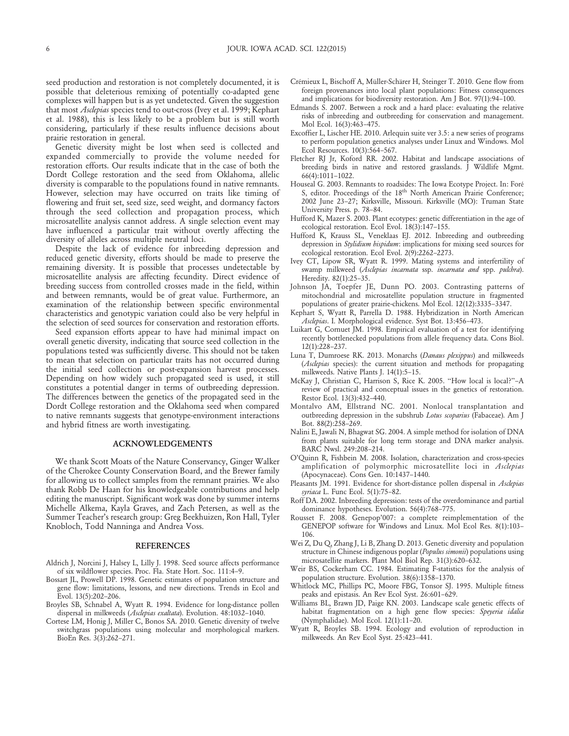seed production and restoration is not completely documented, it is possible that deleterious remixing of potentially co-adapted gene complexes will happen but is as yet undetected. Given the suggestion that most *Asclepias* species tend to out-cross (Ivey et al. 1999; Kephart et al. 1988), this is less likely to be a problem but is still worth considering, particularly if these results influence decisions about prairie restoration in general.

Genetic diversity might be lost when seed is collected and expanded commercially to provide the volume needed for restoration efforts. Our results indicate that in the case of both the Dordt College restoration and the seed from Oklahoma, allelic diversity is comparable to the populations found in native remnants. However, selection may have occurred on traits like timing of flowering and fruit set, seed size, seed weight, and dormancy factors through the seed collection and propagation process, which microsatellite analysis cannot address. A single selection event may have influenced a particular trait without overtly affecting the diversity of alleles across multiple neutral loci.

Despite the lack of evidence for inbreeding depression and reduced genetic diversity, efforts should be made to preserve the remaining diversity. It is possible that processes undetectable by microsatellite analysis are affecting fecundity. Direct evidence of breeding success from controlled crosses made in the field, within and between remnants, would be of great value. Furthermore, an examination of the relationship between specific environmental characteristics and genotypic variation could also be very helpful in the selection of seed sources for conservation and restoration efforts.

Seed expansion efforts appear to have had minimal impact on overall genetic diversity, indicating that source seed collection in the populations tested was sufficiently diverse. This should not be taken to mean that selection on particular traits has not occurred during the initial seed collection or post-expansion harvest processes. Depending on how widely such propagated seed is used, it still constitutes a potential danger in terms of outbreeding depression. The differences between the genetics of the propagated seed in the Dordt College restoration and the Oklahoma seed when compared to native remnants suggests that genotype-environment interactions and hybrid fitness are worth investigating.

## ACKNOWLEDGEMENTS

We thank Scott Moats of the Nature Conservancy, Ginger Walker of the Cherokee County Conservation Board, and the Brewer family for allowing us to collect samples from the remnant prairies. We also thank Robb De Haan for his knowledgeable contributions and help editing the manuscript. Significant work was done by summer interns Michelle Alkema, Kayla Graves, and Zach Petersen, as well as the Summer Teacher's research group: Greg Beekhuizen, Ron Hall, Tyler Knobloch, Todd Nanninga and Andrea Voss.

## REFERENCES

Aldrich J, Norcini J, Halsey L, Lilly J. 1998. Seed source affects performance of six wildflower species. Proc. Fla. State Hort. Soc. 111:4–9.

Bossart JL, Prowell DP. 1998. Genetic estimates of population structure and gene flow: limitations, lessons, and new directions. Trends in Ecol and Evol. 13(5):202–206.

Broyles SB, Schnabel A, Wyatt R. 1994. Evidence for long-distance pollen dispersal in milkweeds (*Asclepias exaltata*). Evolution. 48:1032–1040.

Cortese LM, Honig J, Miller C, Bonos SA. 2010. Genetic diversity of twelve switchgrass populations using molecular and morphological markers. BioEn Res. 3(3):262–271.

Crémieux L, Bischoff A, Müller-Schärer H, Steinger T. 2010. Gene flow from foreign provenances into local plant populations: Fitness consequences and implications for biodiversity restoration. Am J Bot. 97(1):94–100.

Edmands S. 2007. Between a rock and a hard place: evaluating the relative risks of inbreeding and outbreeding for conservation and management. Mol Ecol. 16(3):463–475.

Excoffier L, Lischer HE. 2010. Arlequin suite ver 3.5: a new series of programs to perform population genetics analyses under Linux and Windows. Mol Ecol Resources. 10(3):564–567.

Fletcher RJ Jr, Koford RR. 2002. Habitat and landscape associations of breeding birds in native and restored grasslands. J Wildlife Mgmt. 66(4):1011–1022.

Houseal G. 2003. Remnants to roadsides: The Iowa Ecotype Project. In: Foré S, editor. Proceedings of the 18th North American Prairie Conference; 2002 June 23–27; Kirksville, Missouri. Kirksville (MO): Truman State University Press. p. 78–84.

Hufford K, Mazer S. 2003. Plant ecotypes: genetic differentiation in the age of ecological restoration. Ecol Evol. 18(3):147–155.

Hufford K, Krauss SL, Veneklaas EJ. 2012. Inbreeding and outbreeding depression in *Stylidium hispidum*: implications for mixing seed sources for ecological restoration. Ecol Evol. 2(9):2262–2273.

Ivey CT, Lipow SR, Wyatt R. 1999. Mating systems and interfertility of swamp milkweed (*Asclepias incarnata* ssp. *incarnata and* spp. *pulchra*). Heredity. 82(1):25–35.

Johnson JA, Toepfer JE, Dunn PO. 2003. Contrasting patterns of mitochondrial and microsatellite population structure in fragmented populations of greater prairie-chickens. Mol Ecol. 12(12):3335–3347.

Kephart S, Wyatt R, Parrella D. 1988. Hybridization in North American *Asclepias*. I. Morphological evidence. Syst Bot. 13:456–473.

Luikart G, Cornuet JM. 1998. Empirical evaluation of a test for identifying recently bottlenecked populations from allele frequency data. Cons Biol. 12(1):228–237.

Luna T, Dumroese RK. 2013. Monarchs (*Danaus plexippus*) and milkweeds (*Asclepias* species): the current situation and methods for propagating milkweeds. Native Plants J. 14(1):5–15.

McKay J, Christian C, Harrison S, Rice K. 2005. "How local is local?"–A review of practical and conceptual issues in the genetics of restoration. Restor Ecol. 13(3):432–440.

Montalvo AM, Ellstrand NC. 2001. Nonlocal transplantation and outbreeding depression in the subshrub *Lotus scoparius* (Fabaceae). Am J Bot. 88(2):258–269.

Nalini E, Jawali N, Bhagwat SG. 2004. A simple method for isolation of DNA from plants suitable for long term storage and DNA marker analysis. BARC Nwsl. 249:208–214.

O'Quinn R, Fishbein M. 2008. Isolation, characterization and cross-species amplification of polymorphic microsatellite loci in *Asclepias* (Apocynaceae). Cons Gen. 10:1437–1440.

Pleasants JM. 1991. Evidence for short-distance pollen dispersal in *Asclepias syriaca* L. Func Ecol. 5(1):75–82.

Roff DA. 2002. Inbreeding depression: tests of the overdominance and partial dominance hypotheses. Evolution. 56(4):768–775.

Rousset F. 2008. Genepop'007: a complete reimplementation of the GENEPOP software for Windows and Linux. Mol Ecol Res. 8(1):103–106.

Wei Z, Du Q, Zhang J, Li B, Zhang D. 2013. Genetic diversity and population structure in Chinese indigenous poplar (*Populus simonii*) populations using microsatellite markers. Plant Mol Biol Rep. 31(3):620–632.

Weir BS, Cockerham CC. 1984. Estimating F-statistics for the analysis of population structure. Evolution. 38(6):1358–1370.

Whitlock MC, Phillips PC, Moore FBG, Tonsor SJ. 1995. Multiple fitness peaks and epistasis. An Rev Ecol Syst. 26:601–629.

Williams BL, Brawn JD, Paige KN. 2003. Landscape scale genetic effects of habitat fragmentation on a high gene flow species: *Speyeria idalia* (Nymphalidae). Mol Ecol. 12(1):11–20.

Wyatt R, Broyles SB. 1994. Ecology and evolution of reproduction in milkweeds. An Rev Ecol Syst. 25:423–441.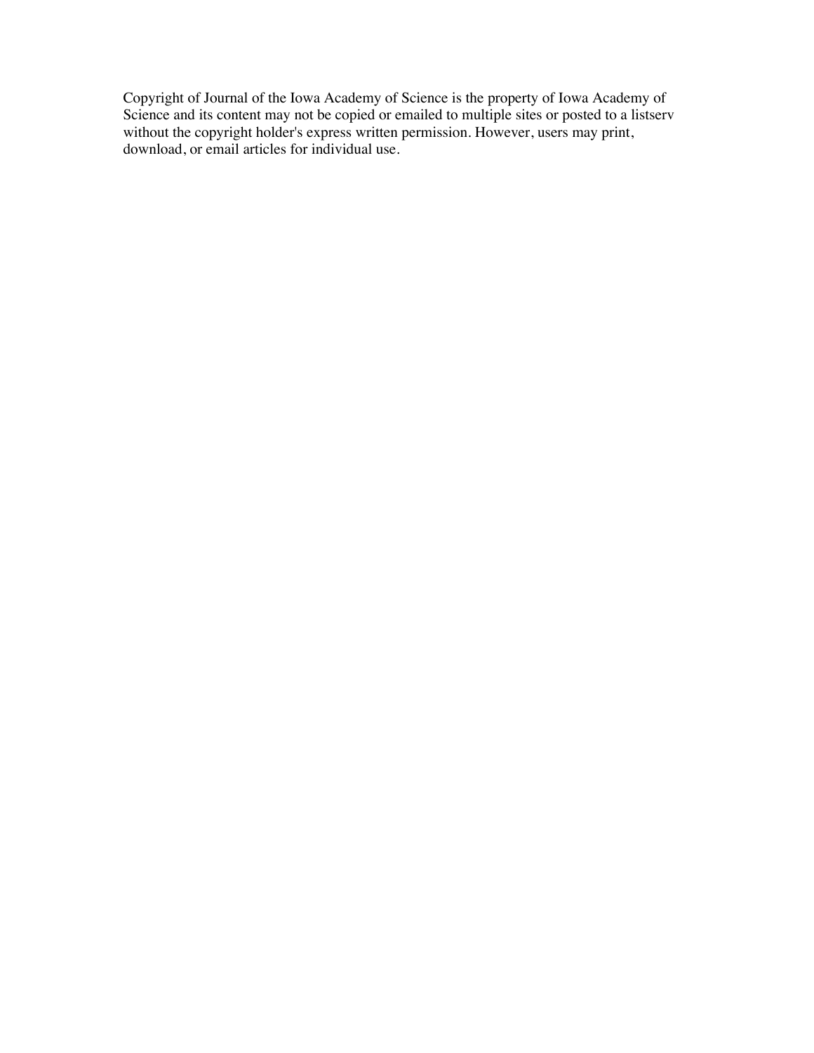Copyright of Journal of the Iowa Academy of Science is the property of Iowa Academy of Science and its content may not be copied or emailed to multiple sites or posted to a listserv without the copyright holder's express written permission. However, users may print, download, or email articles for individual use.